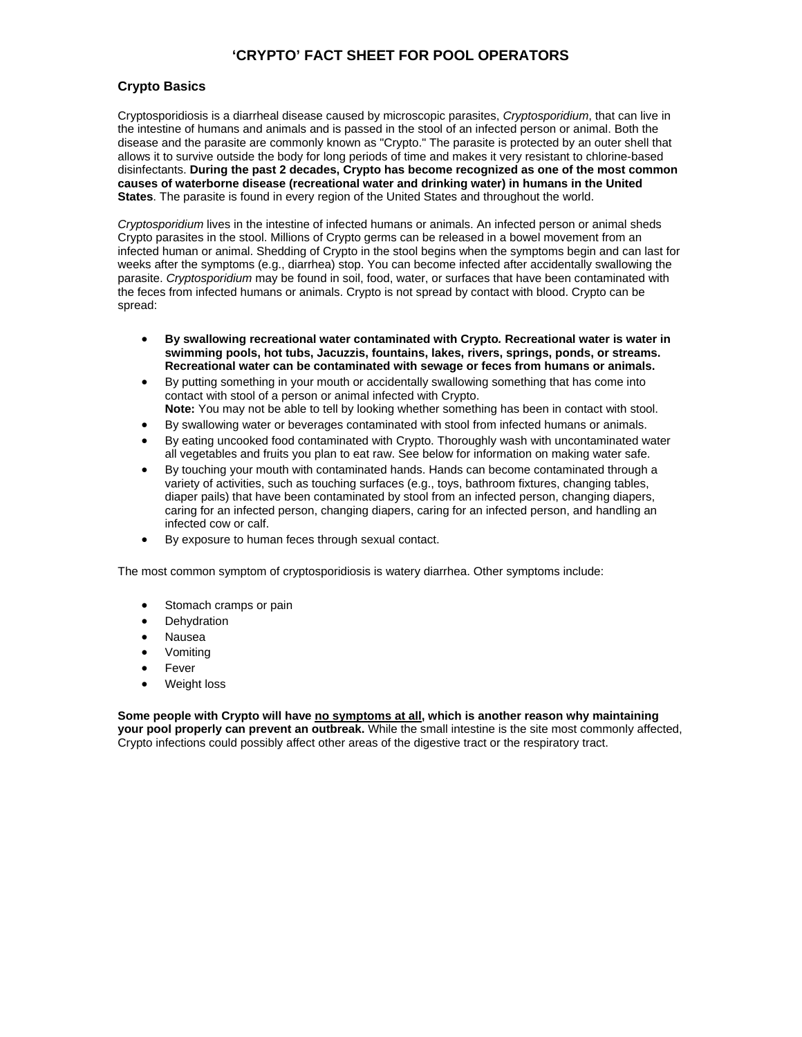# 'CRYPTO' FACT SHEET FOR POOL OPERATORS

## Crypto Basics

Cryptosporidiosis is a diarrheal disease caused by microscopic parasites, *Cryptosporidium*, that can live in the intestine of humans and animals and is passed in the stool of an infected person or animal. Both the disease and the parasite are commonly known as "Crypto." The parasite is protected by an outer shell that allows it to survive outside the body for long periods of time and makes it very resistant to chlorine-based disinfectants. **During the past 2 decades, Crypto has become recognized as one of the most common causes of waterborne disease (recreational water and drinking water) in humans in the United States**. The parasite is found in every region of the United States and throughout the world.

*Cryptosporidium* lives in the intestine of infected humans or animals. An infected person or animal sheds Crypto parasites in the stool. Millions of Crypto germs can be released in a bowel movement from an infected human or animal. Shedding of Crypto in the stool begins when the symptoms begin and can last for weeks after the symptoms (e.g., diarrhea) stop. You can become infected after accidentally swallowing the parasite. *Cryptosporidium* may be found in soil, food, water, or surfaces that have been contaminated with the feces from infected humans or animals. Crypto is not spread by contact with blood. Crypto can be spread:

- **By swallowing recreational water contaminated with Crypto. Recreational water is water in swimming pools, hot tubs, Jacuzzis, fountains, lakes, rivers, springs, ponds, or streams. Recreational water can be contaminated with sewage or feces from humans or animals.**
- By putting something in your mouth or accidentally swallowing something that has come into contact with stool of a person or animal infected with Crypto.
  **Note:** You may not be able to tell by looking whether something has been in contact with stool.
- By swallowing water or beverages contaminated with stool from infected humans or animals.
- By eating uncooked food contaminated with Crypto. Thoroughly wash with uncontaminated water all vegetables and fruits you plan to eat raw. See below for information on making water safe.
- By touching your mouth with contaminated hands. Hands can become contaminated through a variety of activities, such as touching surfaces (e.g., toys, bathroom fixtures, changing tables, diaper pails) that have been contaminated by stool from an infected person, changing diapers, caring for an infected person, changing diapers, caring for an infected person, and handling an infected cow or calf.
- By exposure to human feces through sexual contact.

The most common symptom of cryptosporidiosis is watery diarrhea. Other symptoms include:

- Stomach cramps or pain
- Dehydration
- Nausea
- Vomiting
- Fever
- Weight loss

**Some people with Crypto will have <u>no symptoms at all</u>, which is another reason why maintaining your pool properly can prevent an outbreak.** While the small intestine is the site most commonly affected, Crypto infections could possibly affect other areas of the digestive tract or the respiratory tract.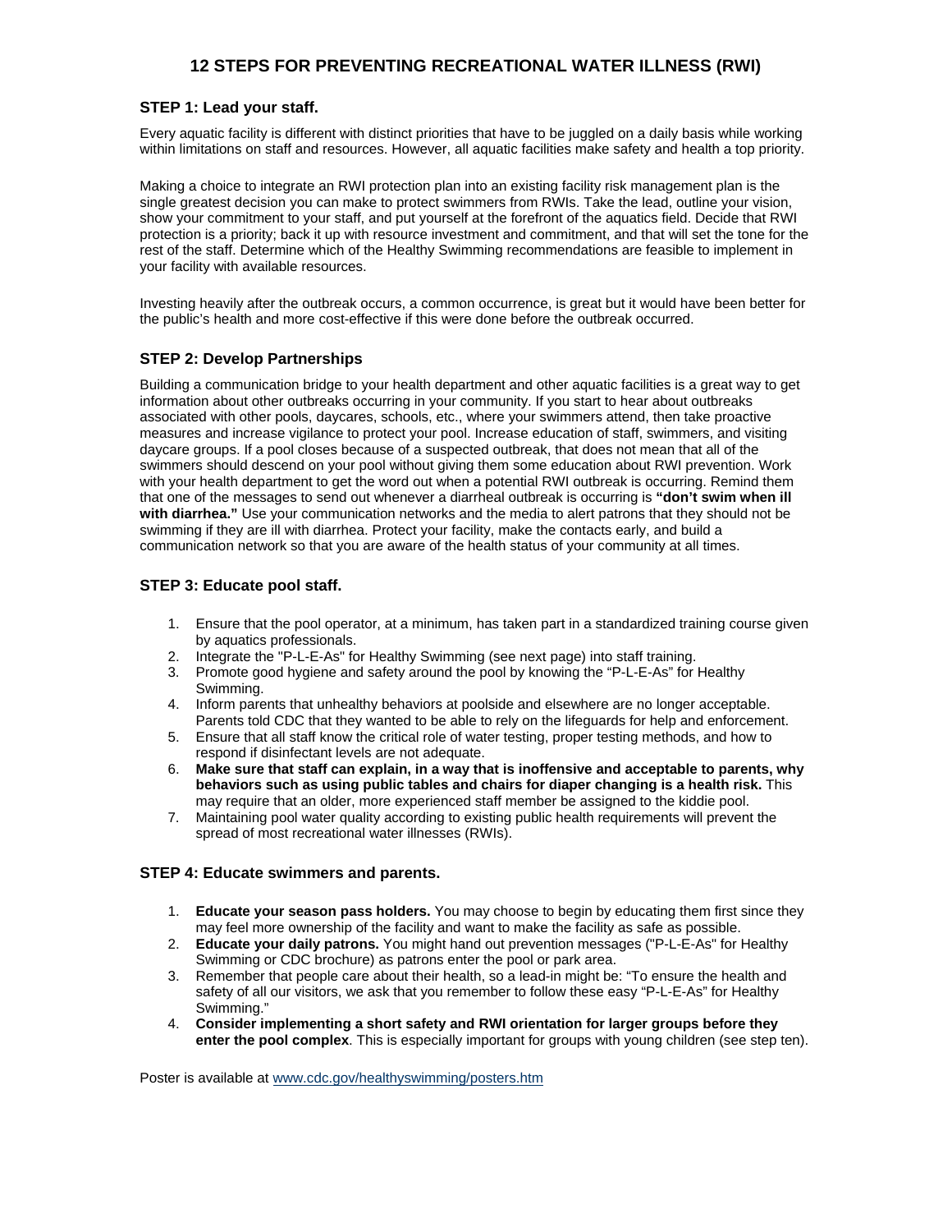# 12 STEPS FOR PREVENTING RECREATIONAL WATER ILLNESS (RWI)

### STEP 1: Lead your staff.

Every aquatic facility is different with distinct priorities that have to be juggled on a daily basis while working within limitations on staff and resources. However, all aquatic facilities make safety and health a top priority.

Making a choice to integrate an RWI protection plan into an existing facility risk management plan is the single greatest decision you can make to protect swimmers from RWIs. Take the lead, outline your vision, show your commitment to your staff, and put yourself at the forefront of the aquatics field. Decide that RWI protection is a priority; back it up with resource investment and commitment, and that will set the tone for the rest of the staff. Determine which of the Healthy Swimming recommendations are feasible to implement in your facility with available resources.

Investing heavily after the outbreak occurs, a common occurrence, is great but it would have been better for the public's health and more cost-effective if this were done before the outbreak occurred.

### STEP 2: Develop Partnerships

Building a communication bridge to your health department and other aquatic facilities is a great way to get information about other outbreaks occurring in your community. If you start to hear about outbreaks associated with other pools, daycares, schools, etc., where your swimmers attend, then take proactive measures and increase vigilance to protect your pool. Increase education of staff, swimmers, and visiting daycare groups. If a pool closes because of a suspected outbreak, that does not mean that all of the swimmers should descend on your pool without giving them some education about RWI prevention. Work with your health department to get the word out when a potential RWI outbreak is occurring. Remind them that one of the messages to send out whenever a diarrheal outbreak is occurring is **"don't swim when ill with diarrhea."** Use your communication networks and the media to alert patrons that they should not be swimming if they are ill with diarrhea. Protect your facility, make the contacts early, and build a communication network so that you are aware of the health status of your community at all times.

### STEP 3: Educate pool staff.

1. Ensure that the pool operator, at a minimum, has taken part in a standardized training course given by aquatics professionals.
2. Integrate the "P-L-E-As" for Healthy Swimming (see next page) into staff training.
3. Promote good hygiene and safety around the pool by knowing the "P-L-E-As" for Healthy Swimming.
4. Inform parents that unhealthy behaviors at poolside and elsewhere are no longer acceptable. Parents told CDC that they wanted to be able to rely on the lifeguards for help and enforcement.
5. Ensure that all staff know the critical role of water testing, proper testing methods, and how to respond if disinfectant levels are not adequate.
6. **Make sure that staff can explain, in a way that is inoffensive and acceptable to parents, why behaviors such as using public tables and chairs for diaper changing is a health risk.** This may require that an older, more experienced staff member be assigned to the kiddie pool.
7. Maintaining pool water quality according to existing public health requirements will prevent the spread of most recreational water illnesses (RWIs).

### STEP 4: Educate swimmers and parents.

1. **Educate your season pass holders.** You may choose to begin by educating them first since they may feel more ownership of the facility and want to make the facility as safe as possible.
2. **Educate your daily patrons.** You might hand out prevention messages ("P-L-E-As" for Healthy Swimming or CDC brochure) as patrons enter the pool or park area.
3. Remember that people care about their health, so a lead-in might be: "To ensure the health and safety of all our visitors, we ask that you remember to follow these easy "P-L-E-As" for Healthy Swimming."
4. **Consider implementing a short safety and RWI orientation for larger groups before they enter the pool complex**. This is especially important for groups with young children (see step ten).

Poster is available at www.cdc.gov/healthyswimming/posters.htm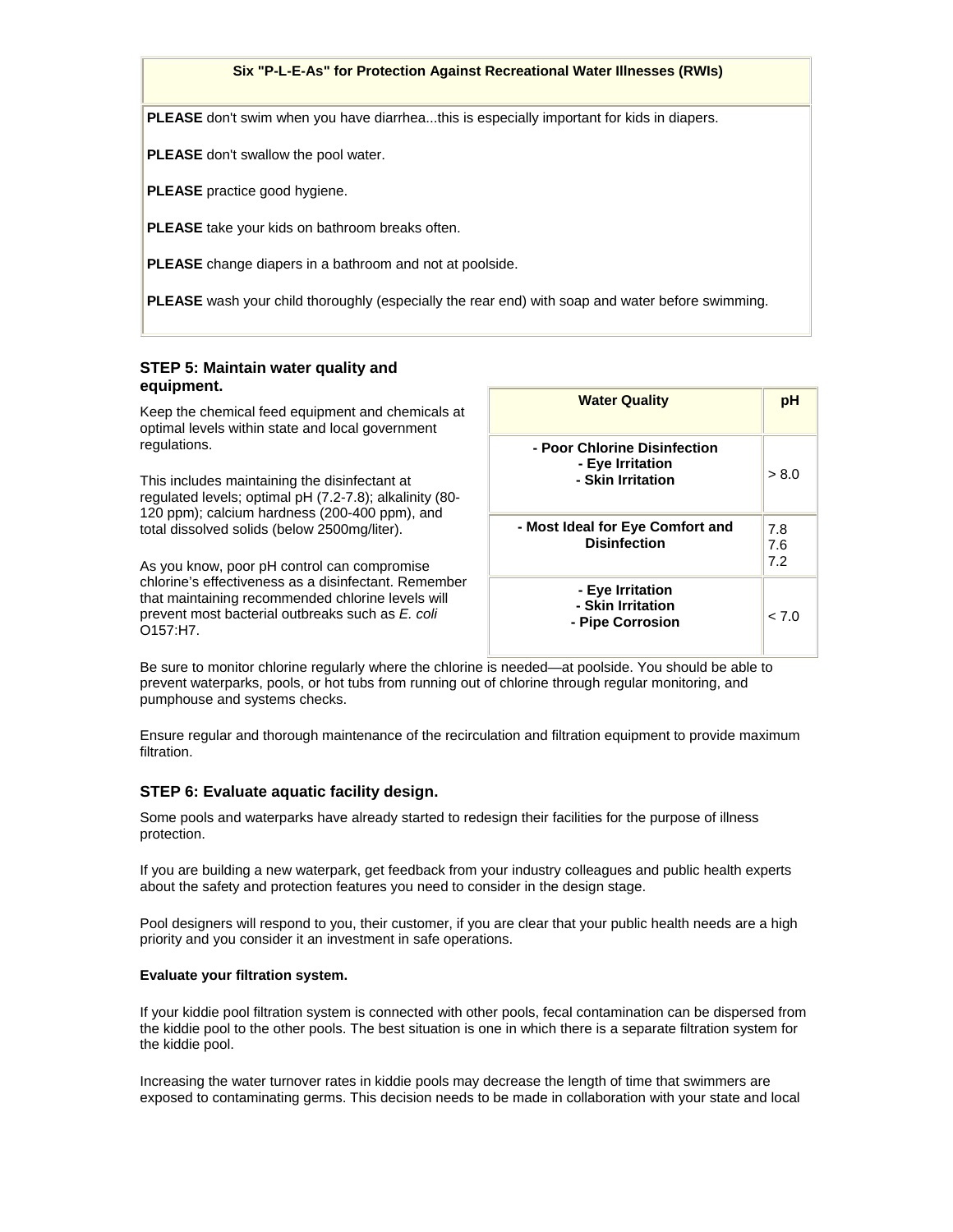| Six "P-L-E-As" for Protection Against Recreational Water Illnesses (RWIs) |
|---|
| **PLEASE** don't swim when you have diarrhea...this is especially important for kids in diapers. |
| **PLEASE** don't swallow the pool water. |
| **PLEASE** practice good hygiene. |
| **PLEASE** take your kids on bathroom breaks often. |
| **PLEASE** change diapers in a bathroom and not at poolside. |
| **PLEASE** wash your child thoroughly (especially the rear end) with soap and water before swimming. |

### STEP 5: Maintain water quality and equipment.

Keep the chemical feed equipment and chemicals at optimal levels within state and local government regulations.

This includes maintaining the disinfectant at regulated levels; optimal pH (7.2-7.8); alkalinity (80-120 ppm); calcium hardness (200-400 ppm), and total dissolved solids (below 2500mg/liter).

As you know, poor pH control can compromise chlorine's effectiveness as a disinfectant. Remember that maintaining recommended chlorine levels will prevent most bacterial outbreaks such as *E. coli* O157:H7.

| Water Quality | pH |
|---|---|
| **- Poor Chlorine Disinfection<br>- Eye Irritation<br>- Skin Irritation** | > 8.0 |
| **- Most Ideal for Eye Comfort and Disinfection** | 7.8<br>7.6<br>7.2 |
| **- Eye Irritation<br>- Skin Irritation<br>- Pipe Corrosion** | < 7.0 |

Be sure to monitor chlorine regularly where the chlorine is needed—at poolside. You should be able to prevent waterparks, pools, or hot tubs from running out of chlorine through regular monitoring, and pumphouse and systems checks.

Ensure regular and thorough maintenance of the recirculation and filtration equipment to provide maximum filtration.

### STEP 6: Evaluate aquatic facility design.

Some pools and waterparks have already started to redesign their facilities for the purpose of illness protection.

If you are building a new waterpark, get feedback from your industry colleagues and public health experts about the safety and protection features you need to consider in the design stage.

Pool designers will respond to you, their customer, if you are clear that your public health needs are a high priority and you consider it an investment in safe operations.

**Evaluate your filtration system.**

If your kiddie pool filtration system is connected with other pools, fecal contamination can be dispersed from the kiddie pool to the other pools. The best situation is one in which there is a separate filtration system for the kiddie pool.

Increasing the water turnover rates in kiddie pools may decrease the length of time that swimmers are exposed to contaminating germs. This decision needs to be made in collaboration with your state and local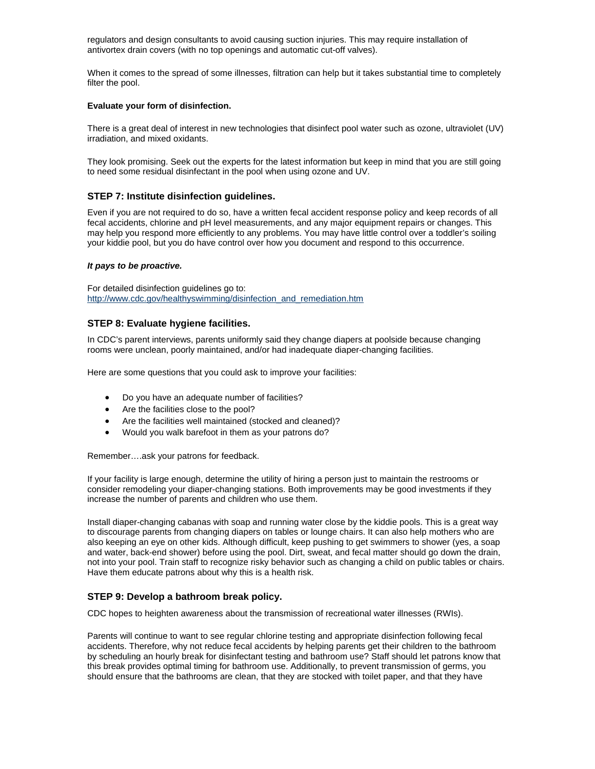regulators and design consultants to avoid causing suction injuries. This may require installation of antivortex drain covers (with no top openings and automatic cut-off valves).

When it comes to the spread of some illnesses, filtration can help but it takes substantial time to completely filter the pool.

**Evaluate your form of disinfection.**

There is a great deal of interest in new technologies that disinfect pool water such as ozone, ultraviolet (UV) irradiation, and mixed oxidants.

They look promising. Seek out the experts for the latest information but keep in mind that you are still going to need some residual disinfectant in the pool when using ozone and UV.

### STEP 7: Institute disinfection guidelines.

Even if you are not required to do so, have a written fecal accident response policy and keep records of all fecal accidents, chlorine and pH level measurements, and any major equipment repairs or changes. This may help you respond more efficiently to any problems. You may have little control over a toddler's soiling your kiddie pool, but you do have control over how you document and respond to this occurrence.

***It pays to be proactive.***

For detailed disinfection guidelines go to:
http://www.cdc.gov/healthyswimming/disinfection_and_remediation.htm

### STEP 8: Evaluate hygiene facilities.

In CDC's parent interviews, parents uniformly said they change diapers at poolside because changing rooms were unclean, poorly maintained, and/or had inadequate diaper-changing facilities.

Here are some questions that you could ask to improve your facilities:

- Do you have an adequate number of facilities?
- Are the facilities close to the pool?
- Are the facilities well maintained (stocked and cleaned)?
- Would you walk barefoot in them as your patrons do?

Remember….ask your patrons for feedback.

If your facility is large enough, determine the utility of hiring a person just to maintain the restrooms or consider remodeling your diaper-changing stations. Both improvements may be good investments if they increase the number of parents and children who use them.

Install diaper-changing cabanas with soap and running water close by the kiddie pools. This is a great way to discourage parents from changing diapers on tables or lounge chairs. It can also help mothers who are also keeping an eye on other kids. Although difficult, keep pushing to get swimmers to shower (yes, a soap and water, back-end shower) before using the pool. Dirt, sweat, and fecal matter should go down the drain, not into your pool. Train staff to recognize risky behavior such as changing a child on public tables or chairs. Have them educate patrons about why this is a health risk.

### STEP 9: Develop a bathroom break policy.

CDC hopes to heighten awareness about the transmission of recreational water illnesses (RWIs).

Parents will continue to want to see regular chlorine testing and appropriate disinfection following fecal accidents. Therefore, why not reduce fecal accidents by helping parents get their children to the bathroom by scheduling an hourly break for disinfectant testing and bathroom use? Staff should let patrons know that this break provides optimal timing for bathroom use. Additionally, to prevent transmission of germs, you should ensure that the bathrooms are clean, that they are stocked with toilet paper, and that they have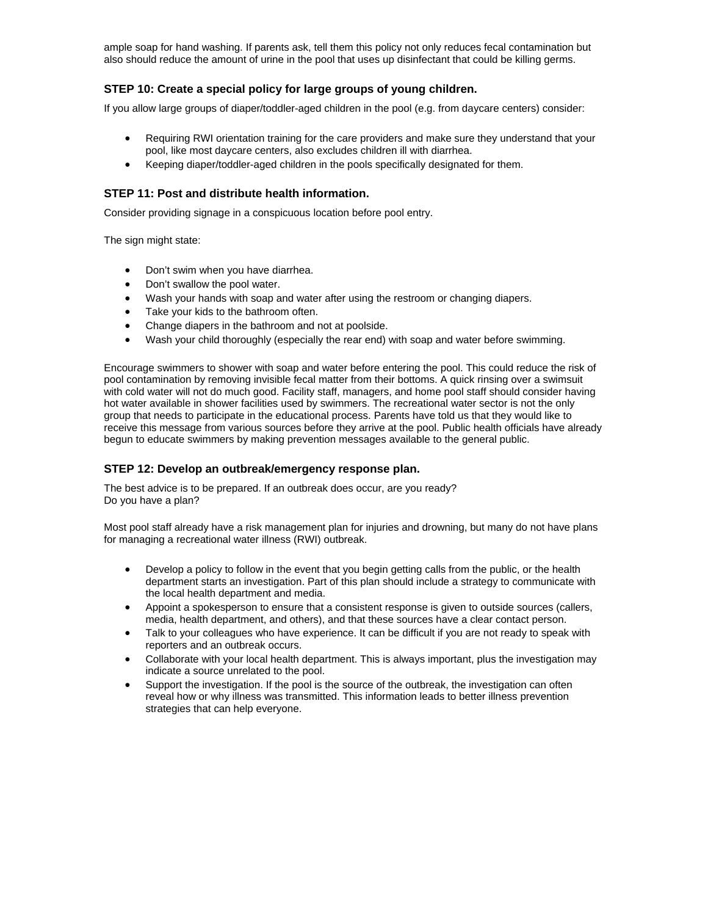ample soap for hand washing. If parents ask, tell them this policy not only reduces fecal contamination but also should reduce the amount of urine in the pool that uses up disinfectant that could be killing germs.

### STEP 10: Create a special policy for large groups of young children.

If you allow large groups of diaper/toddler-aged children in the pool (e.g. from daycare centers) consider:

- Requiring RWI orientation training for the care providers and make sure they understand that your pool, like most daycare centers, also excludes children ill with diarrhea.
- Keeping diaper/toddler-aged children in the pools specifically designated for them.

### STEP 11: Post and distribute health information.

Consider providing signage in a conspicuous location before pool entry.

The sign might state:

- Don't swim when you have diarrhea.
- Don't swallow the pool water.
- Wash your hands with soap and water after using the restroom or changing diapers.
- Take your kids to the bathroom often.
- Change diapers in the bathroom and not at poolside.
- Wash your child thoroughly (especially the rear end) with soap and water before swimming.

Encourage swimmers to shower with soap and water before entering the pool. This could reduce the risk of pool contamination by removing invisible fecal matter from their bottoms. A quick rinsing over a swimsuit with cold water will not do much good. Facility staff, managers, and home pool staff should consider having hot water available in shower facilities used by swimmers. The recreational water sector is not the only group that needs to participate in the educational process. Parents have told us that they would like to receive this message from various sources before they arrive at the pool. Public health officials have already begun to educate swimmers by making prevention messages available to the general public.

### STEP 12: Develop an outbreak/emergency response plan.

The best advice is to be prepared. If an outbreak does occur, are you ready?
Do you have a plan?

Most pool staff already have a risk management plan for injuries and drowning, but many do not have plans for managing a recreational water illness (RWI) outbreak.

- Develop a policy to follow in the event that you begin getting calls from the public, or the health department starts an investigation. Part of this plan should include a strategy to communicate with the local health department and media.
- Appoint a spokesperson to ensure that a consistent response is given to outside sources (callers, media, health department, and others), and that these sources have a clear contact person.
- Talk to your colleagues who have experience. It can be difficult if you are not ready to speak with reporters and an outbreak occurs.
- Collaborate with your local health department. This is always important, plus the investigation may indicate a source unrelated to the pool.
- Support the investigation. If the pool is the source of the outbreak, the investigation can often reveal how or why illness was transmitted. This information leads to better illness prevention strategies that can help everyone.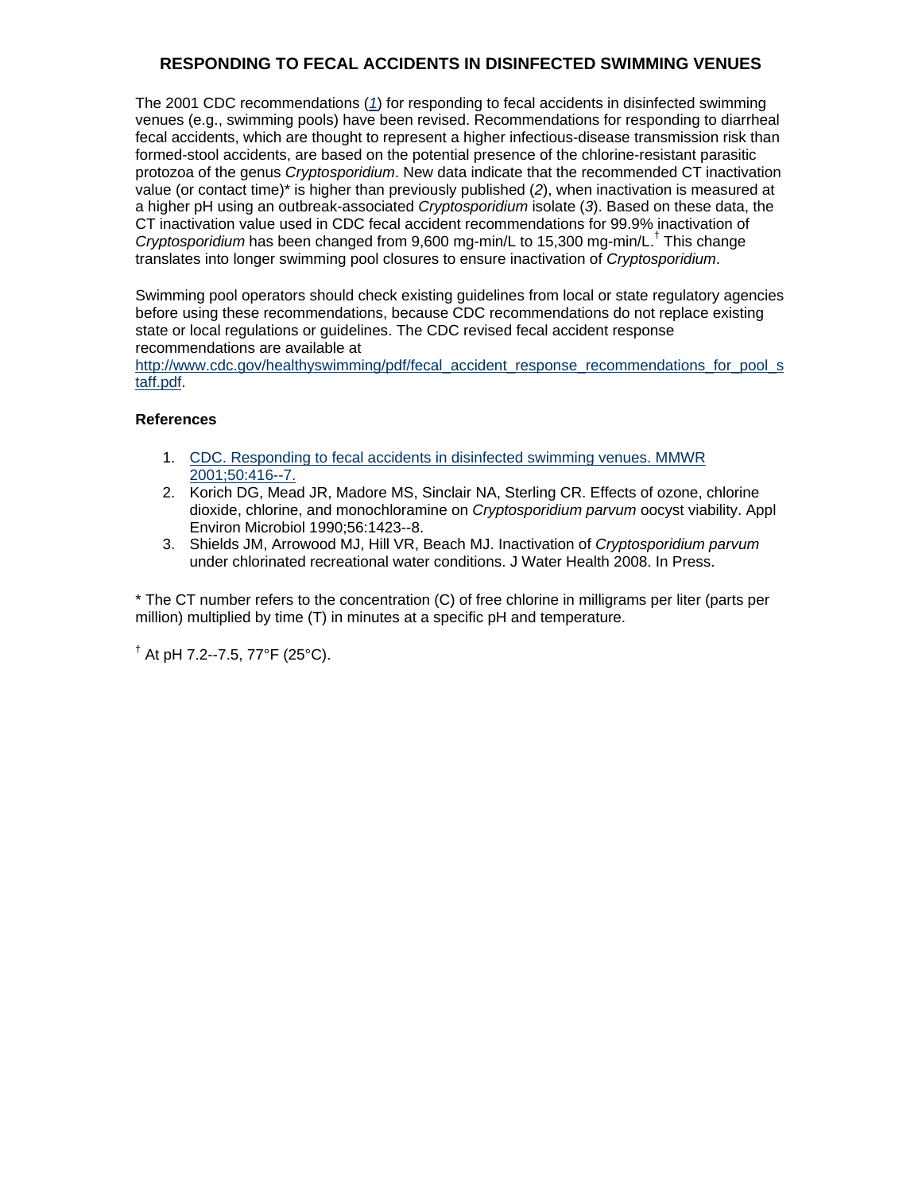# RESPONDING TO FECAL ACCIDENTS IN DISINFECTED SWIMMING VENUES

The 2001 CDC recommendations ([*1*](#)) for responding to fecal accidents in disinfected swimming venues (e.g., swimming pools) have been revised. Recommendations for responding to diarrheal fecal accidents, which are thought to represent a higher infectious-disease transmission risk than formed-stool accidents, are based on the potential presence of the chlorine-resistant parasitic protozoa of the genus *Cryptosporidium*. New data indicate that the recommended CT inactivation value (or contact time)* is higher than previously published (*2*), when inactivation is measured at a higher pH using an outbreak-associated *Cryptosporidium* isolate (*3*). Based on these data, the CT inactivation value used in CDC fecal accident recommendations for 99.9% inactivation of *Cryptosporidium* has been changed from 9,600 mg-min/L to 15,300 mg-min/L.[†] This change translates into longer swimming pool closures to ensure inactivation of *Cryptosporidium*.

Swimming pool operators should check existing guidelines from local or state regulatory agencies before using these recommendations, because CDC recommendations do not replace existing state or local regulations or guidelines. The CDC revised fecal accident response recommendations are available at http://www.cdc.gov/healthyswimming/pdf/fecal_accident_response_recommendations_for_pool_staff.pdf.

**References**

1. CDC. Responding to fecal accidents in disinfected swimming venues. MMWR 2001;50:416--7.
2. Korich DG, Mead JR, Madore MS, Sinclair NA, Sterling CR. Effects of ozone, chlorine dioxide, chlorine, and monochloramine on *Cryptosporidium parvum* oocyst viability. Appl Environ Microbiol 1990;56:1423--8.
3. Shields JM, Arrowood MJ, Hill VR, Beach MJ. Inactivation of *Cryptosporidium parvum* under chlorinated recreational water conditions. J Water Health 2008. In Press.

* The CT number refers to the concentration (C) of free chlorine in milligrams per liter (parts per million) multiplied by time (T) in minutes at a specific pH and temperature.

[†] At pH 7.2--7.5, 77°F (25°C).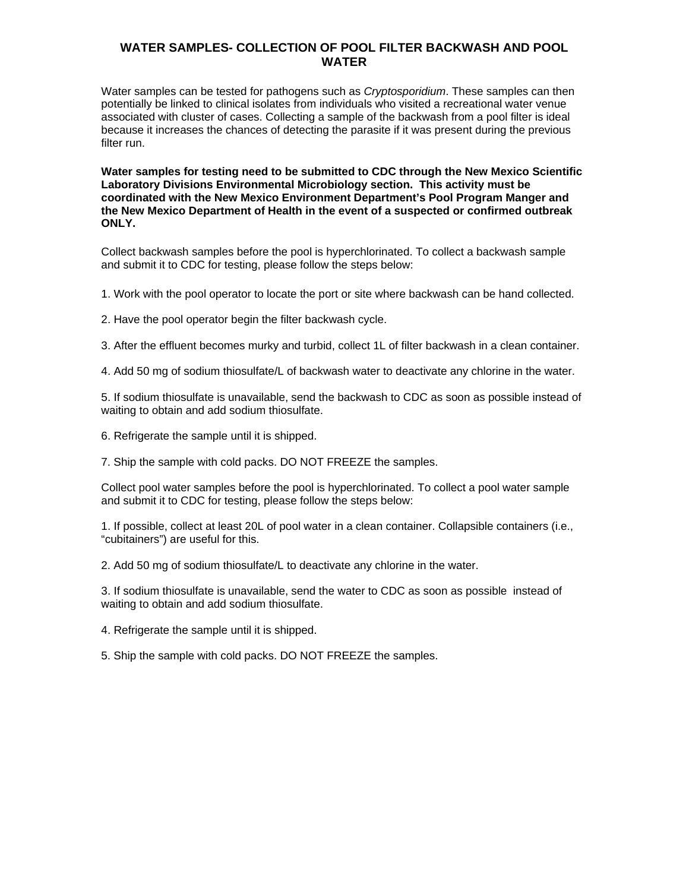# WATER SAMPLES- COLLECTION OF POOL FILTER BACKWASH AND POOL WATER

Water samples can be tested for pathogens such as *Cryptosporidium*. These samples can then potentially be linked to clinical isolates from individuals who visited a recreational water venue associated with cluster of cases. Collecting a sample of the backwash from a pool filter is ideal because it increases the chances of detecting the parasite if it was present during the previous filter run.

**Water samples for testing need to be submitted to CDC through the New Mexico Scientific Laboratory Divisions Environmental Microbiology section. This activity must be coordinated with the New Mexico Environment Department's Pool Program Manger and the New Mexico Department of Health in the event of a suspected or confirmed outbreak ONLY.**

Collect backwash samples before the pool is hyperchlorinated. To collect a backwash sample and submit it to CDC for testing, please follow the steps below:

1. Work with the pool operator to locate the port or site where backwash can be hand collected.

2. Have the pool operator begin the filter backwash cycle.

3. After the effluent becomes murky and turbid, collect 1L of filter backwash in a clean container.

4. Add 50 mg of sodium thiosulfate/L of backwash water to deactivate any chlorine in the water.

5. If sodium thiosulfate is unavailable, send the backwash to CDC as soon as possible instead of waiting to obtain and add sodium thiosulfate.

6. Refrigerate the sample until it is shipped.

7. Ship the sample with cold packs. DO NOT FREEZE the samples.

Collect pool water samples before the pool is hyperchlorinated. To collect a pool water sample and submit it to CDC for testing, please follow the steps below:

1. If possible, collect at least 20L of pool water in a clean container. Collapsible containers (i.e., "cubitainers") are useful for this.

2. Add 50 mg of sodium thiosulfate/L to deactivate any chlorine in the water.

3. If sodium thiosulfate is unavailable, send the water to CDC as soon as possible instead of waiting to obtain and add sodium thiosulfate.

4. Refrigerate the sample until it is shipped.

5. Ship the sample with cold packs. DO NOT FREEZE the samples.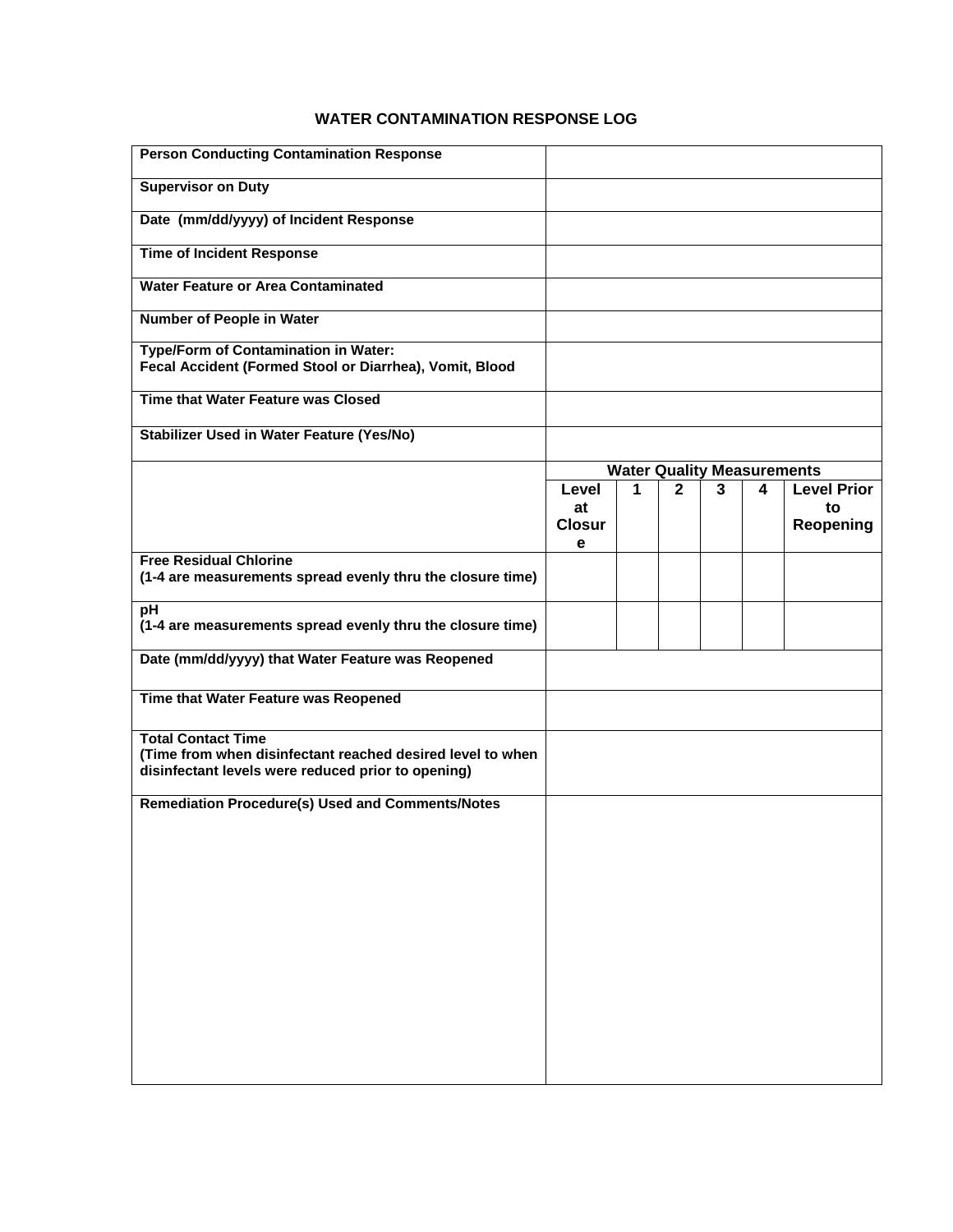# WATER CONTAMINATION RESPONSE LOG

| | | | | | | |
|---|---|---|---|---|---|---|
| **Person Conducting Contamination Response** | | | | | | |
| **Supervisor on Duty** | | | | | | |
| **Date (mm/dd/yyyy) of Incident Response** | | | | | | |
| **Time of Incident Response** | | | | | | |
| **Water Feature or Area Contaminated** | | | | | | |
| **Number of People in Water** | | | | | | |
| **Type/Form of Contamination in Water: Fecal Accident (Formed Stool or Diarrhea), Vomit, Blood** | | | | | | |
| **Time that Water Feature was Closed** | | | | | | |
| **Stabilizer Used in Water Feature (Yes/No)** | | | | | | |
| | **Water Quality Measurements** | | | | | |
| | **Level at Closure** | **1** | **2** | **3** | **4** | **Level Prior to Reopening** |
| **Free Residual Chlorine (1-4 are measurements spread evenly thru the closure time)** | | | | | | |
| **pH (1-4 are measurements spread evenly thru the closure time)** | | | | | | |
| **Date (mm/dd/yyyy) that Water Feature was Reopened** | | | | | | |
| **Time that Water Feature was Reopened** | | | | | | |
| **Total Contact Time (Time from when disinfectant reached desired level to when disinfectant levels were reduced prior to opening)** | | | | | | |
| **Remediation Procedure(s) Used and Comments/Notes** | | | | | | |